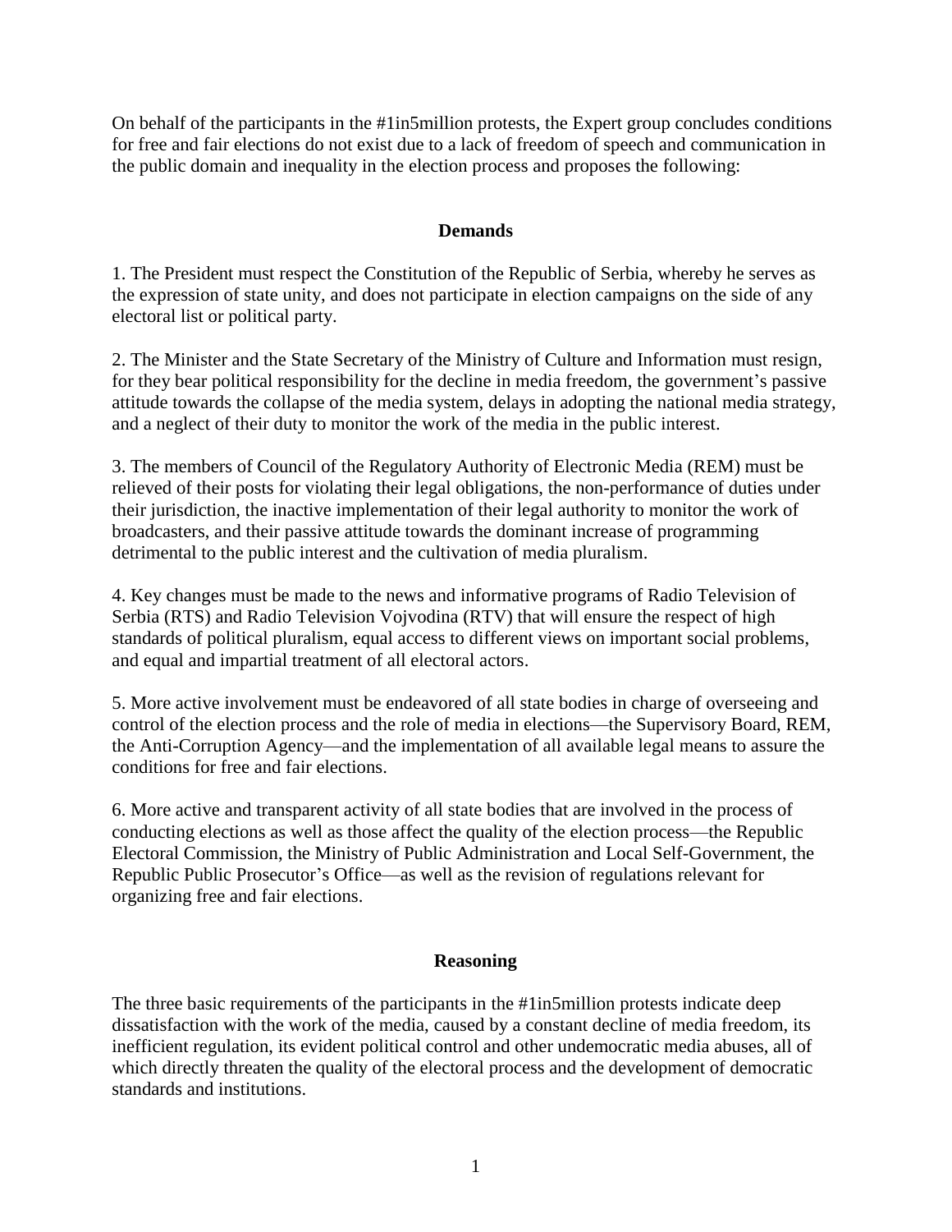On behalf of the participants in the #1in5million protests, the Expert group concludes conditions for free and fair elections do not exist due to a lack of freedom of speech and communication in the public domain and inequality in the election process and proposes the following:

## Demands

1. The President must respect the Constitution of the Republic of Serbia, whereby he serves as the expression of state unity, and does not participate in election campaigns on the side of any electoral list or political party.

2. The Minister and the State Secretary of the Ministry of Culture and Information must resign, for they bear political responsibility for the decline in media freedom, the government's passive attitude towards the collapse of the media system, delays in adopting the national media strategy, and a neglect of their duty to monitor the work of the media in the public interest.

3. The members of Council of the Regulatory Authority of Electronic Media (REM) must be relieved of their posts for violating their legal obligations, the non-performance of duties under their jurisdiction, the inactive implementation of their legal authority to monitor the work of broadcasters, and their passive attitude towards the dominant increase of programming detrimental to the public interest and the cultivation of media pluralism.

4. Key changes must be made to the news and informative programs of Radio Television of Serbia (RTS) and Radio Television Vojvodina (RTV) that will ensure the respect of high standards of political pluralism, equal access to different views on important social problems, and equal and impartial treatment of all electoral actors.

5. More active involvement must be endeavored of all state bodies in charge of overseeing and control of the election process and the role of media in elections—the Supervisory Board, REM, the Anti-Corruption Agency—and the implementation of all available legal means to assure the conditions for free and fair elections.

6. More active and transparent activity of all state bodies that are involved in the process of conducting elections as well as those affect the quality of the election process—the Republic Electoral Commission, the Ministry of Public Administration and Local Self-Government, the Republic Public Prosecutor's Office—as well as the revision of regulations relevant for organizing free and fair elections.

## Reasoning

The three basic requirements of the participants in the #1in5million protests indicate deep dissatisfaction with the work of the media, caused by a constant decline of media freedom, its inefficient regulation, its evident political control and other undemocratic media abuses, all of which directly threaten the quality of the electoral process and the development of democratic standards and institutions.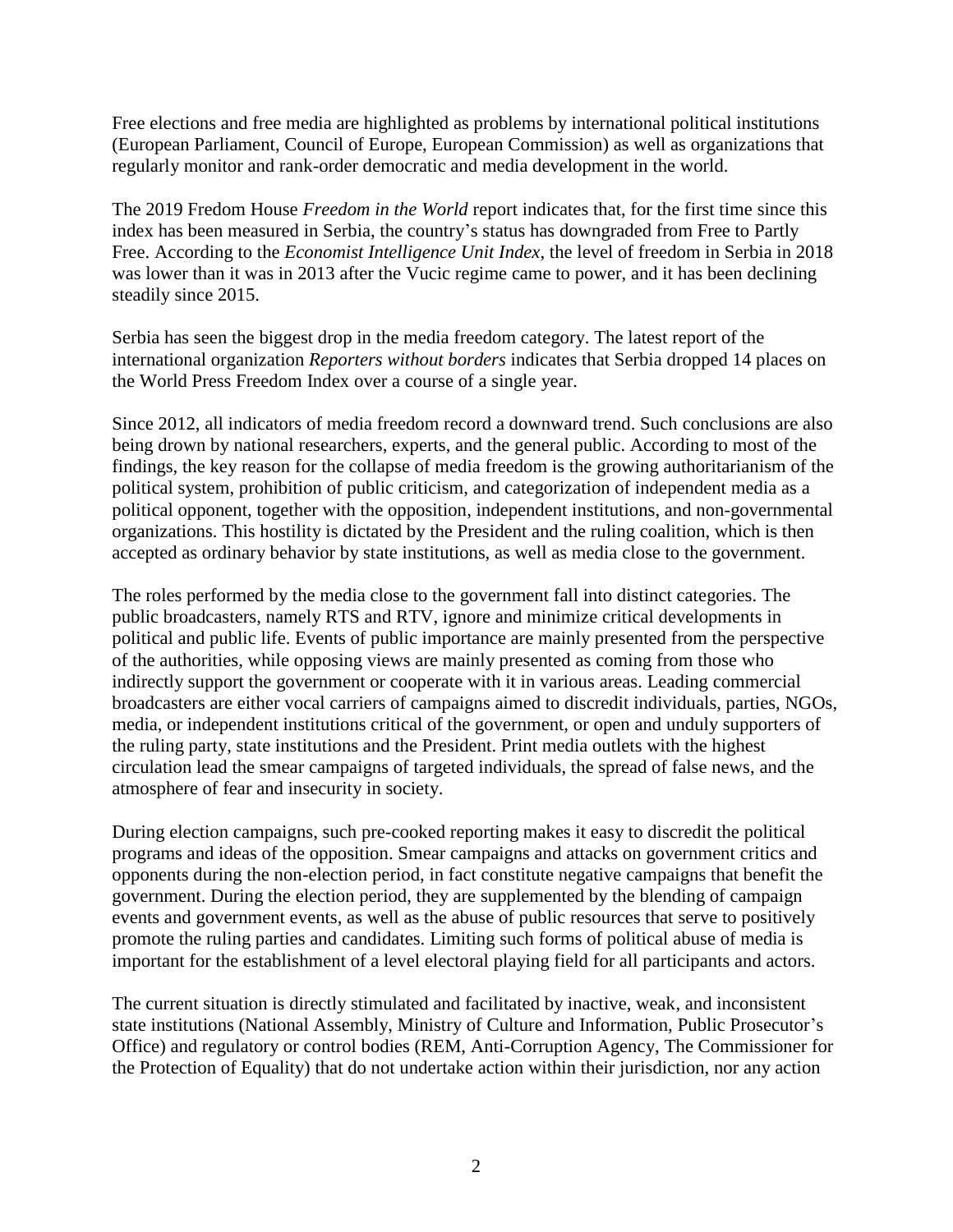Free elections and free media are highlighted as problems by international political institutions (European Parliament, Council of Europe, European Commission) as well as organizations that regularly monitor and rank-order democratic and media development in the world.

The 2019 Fredom House *Freedom in the World* report indicates that, for the first time since this index has been measured in Serbia, the country's status has downgraded from Free to Partly Free. According to the *Economist Intelligence Unit Index*, the level of freedom in Serbia in 2018 was lower than it was in 2013 after the Vucic regime came to power, and it has been declining steadily since 2015.

Serbia has seen the biggest drop in the media freedom category. The latest report of the international organization *Reporters without borders* indicates that Serbia dropped 14 places on the World Press Freedom Index over a course of a single year.

Since 2012, all indicators of media freedom record a downward trend. Such conclusions are also being drown by national researchers, experts, and the general public. According to most of the findings, the key reason for the collapse of media freedom is the growing authoritarianism of the political system, prohibition of public criticism, and categorization of independent media as a political opponent, together with the opposition, independent institutions, and non-governmental organizations. This hostility is dictated by the President and the ruling coalition, which is then accepted as ordinary behavior by state institutions, as well as media close to the government.

The roles performed by the media close to the government fall into distinct categories. The public broadcasters, namely RTS and RTV, ignore and minimize critical developments in political and public life. Events of public importance are mainly presented from the perspective of the authorities, while opposing views are mainly presented as coming from those who indirectly support the government or cooperate with it in various areas. Leading commercial broadcasters are either vocal carriers of campaigns aimed to discredit individuals, parties, NGOs, media, or independent institutions critical of the government, or open and unduly supporters of the ruling party, state institutions and the President. Print media outlets with the highest circulation lead the smear campaigns of targeted individuals, the spread of false news, and the atmosphere of fear and insecurity in society.

During election campaigns, such pre-cooked reporting makes it easy to discredit the political programs and ideas of the opposition. Smear campaigns and attacks on government critics and opponents during the non-election period, in fact constitute negative campaigns that benefit the government. During the election period, they are supplemented by the blending of campaign events and government events, as well as the abuse of public resources that serve to positively promote the ruling parties and candidates. Limiting such forms of political abuse of media is important for the establishment of a level electoral playing field for all participants and actors.

The current situation is directly stimulated and facilitated by inactive, weak, and inconsistent state institutions (National Assembly, Ministry of Culture and Information, Public Prosecutor's Office) and regulatory or control bodies (REM, Anti-Corruption Agency, The Commissioner for the Protection of Equality) that do not undertake action within their jurisdiction, nor any action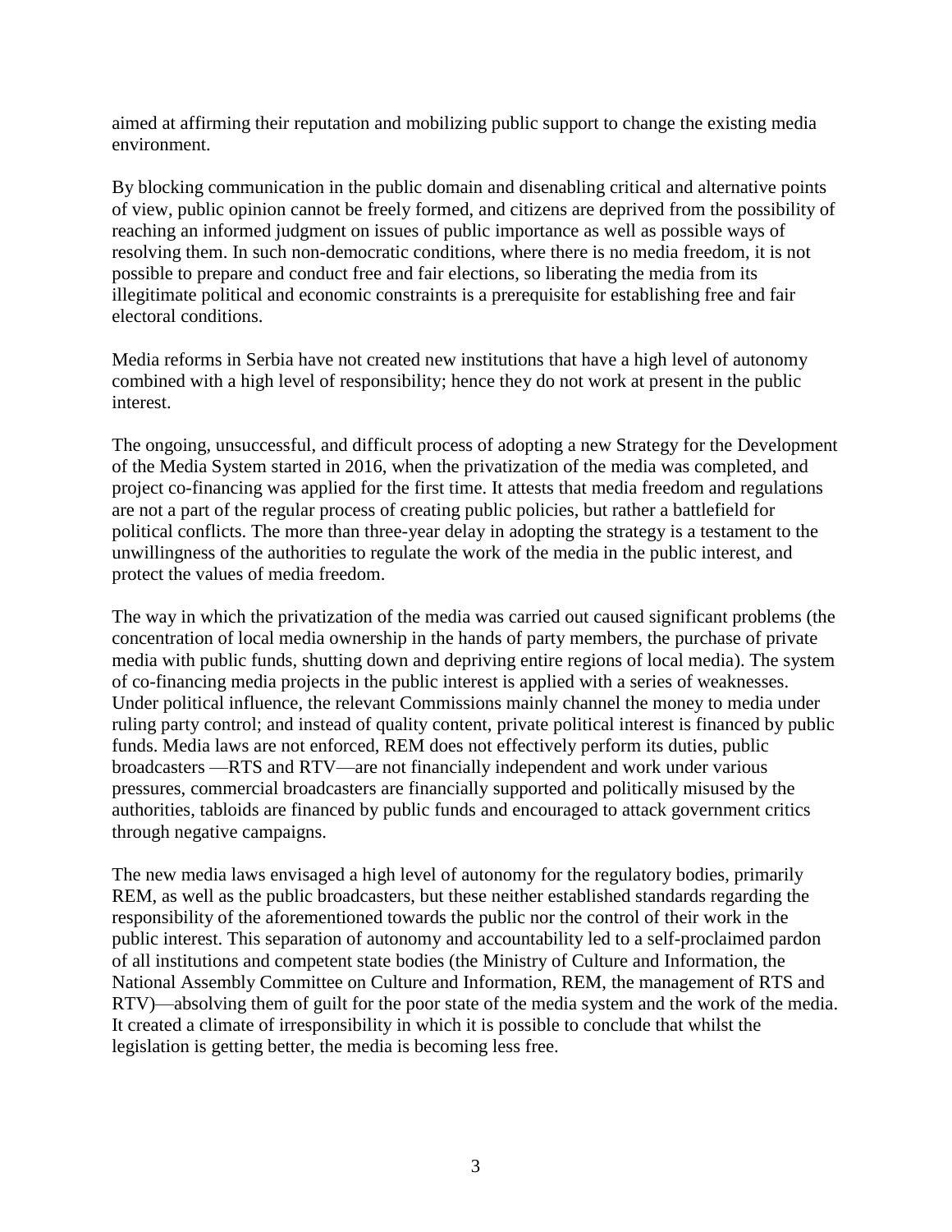aimed at affirming their reputation and mobilizing public support to change the existing media environment.

By blocking communication in the public domain and disenabling critical and alternative points of view, public opinion cannot be freely formed, and citizens are deprived from the possibility of reaching an informed judgment on issues of public importance as well as possible ways of resolving them. In such non-democratic conditions, where there is no media freedom, it is not possible to prepare and conduct free and fair elections, so liberating the media from its illegitimate political and economic constraints is a prerequisite for establishing free and fair electoral conditions.

Media reforms in Serbia have not created new institutions that have a high level of autonomy combined with a high level of responsibility; hence they do not work at present in the public interest.

The ongoing, unsuccessful, and difficult process of adopting a new Strategy for the Development of the Media System started in 2016, when the privatization of the media was completed, and project co-financing was applied for the first time. It attests that media freedom and regulations are not a part of the regular process of creating public policies, but rather a battlefield for political conflicts. The more than three-year delay in adopting the strategy is a testament to the unwillingness of the authorities to regulate the work of the media in the public interest, and protect the values of media freedom.

The way in which the privatization of the media was carried out caused significant problems (the concentration of local media ownership in the hands of party members, the purchase of private media with public funds, shutting down and depriving entire regions of local media). The system of co-financing media projects in the public interest is applied with a series of weaknesses. Under political influence, the relevant Commissions mainly channel the money to media under ruling party control; and instead of quality content, private political interest is financed by public funds. Media laws are not enforced, REM does not effectively perform its duties, public broadcasters —RTS and RTV—are not financially independent and work under various pressures, commercial broadcasters are financially supported and politically misused by the authorities, tabloids are financed by public funds and encouraged to attack government critics through negative campaigns.

The new media laws envisaged a high level of autonomy for the regulatory bodies, primarily REM, as well as the public broadcasters, but these neither established standards regarding the responsibility of the aforementioned towards the public nor the control of their work in the public interest. This separation of autonomy and accountability led to a self-proclaimed pardon of all institutions and competent state bodies (the Ministry of Culture and Information, the National Assembly Committee on Culture and Information, REM, the management of RTS and RTV)—absolving them of guilt for the poor state of the media system and the work of the media. It created a climate of irresponsibility in which it is possible to conclude that whilst the legislation is getting better, the media is becoming less free.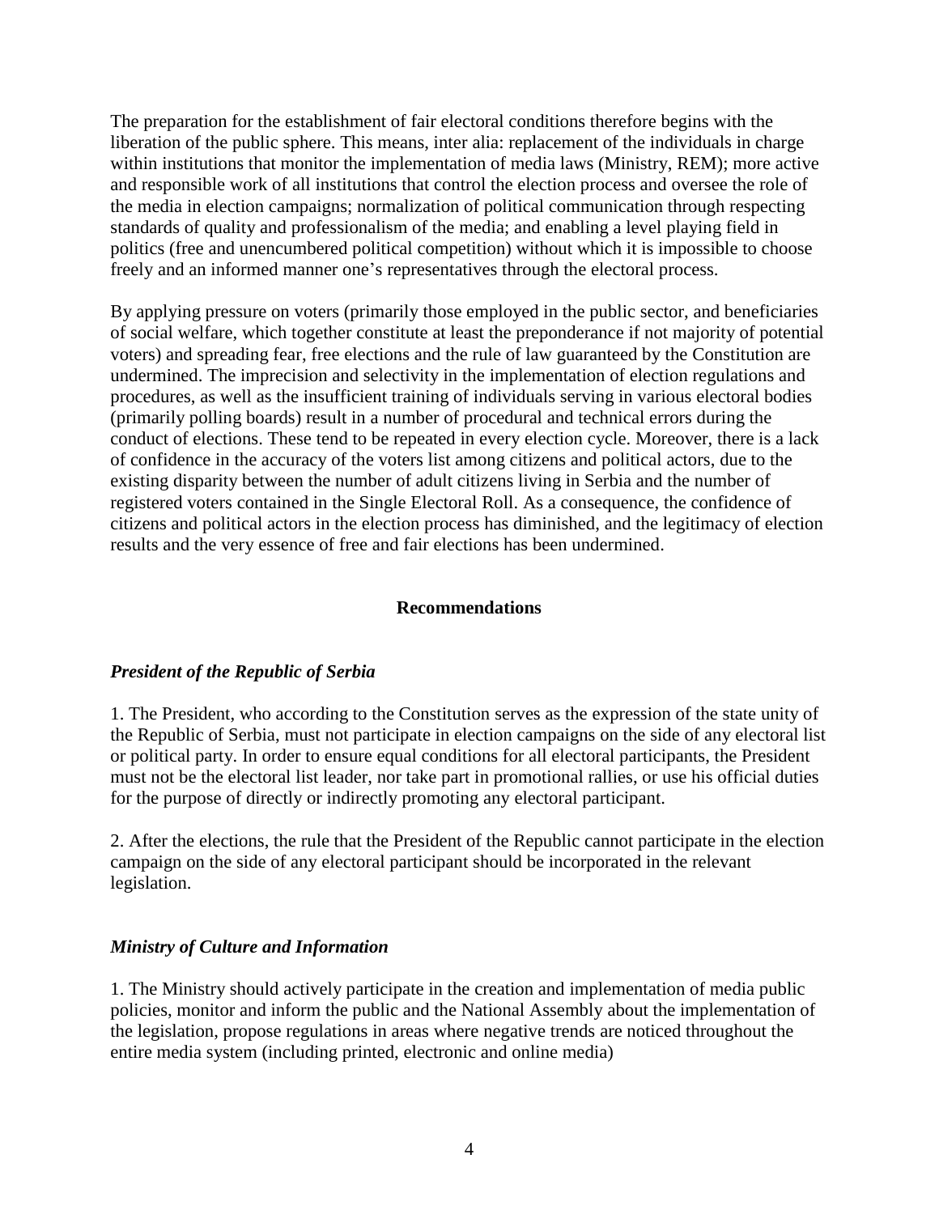The preparation for the establishment of fair electoral conditions therefore begins with the liberation of the public sphere. This means, inter alia: replacement of the individuals in charge within institutions that monitor the implementation of media laws (Ministry, REM); more active and responsible work of all institutions that control the election process and oversee the role of the media in election campaigns; normalization of political communication through respecting standards of quality and professionalism of the media; and enabling a level playing field in politics (free and unencumbered political competition) without which it is impossible to choose freely and an informed manner one's representatives through the electoral process.

By applying pressure on voters (primarily those employed in the public sector, and beneficiaries of social welfare, which together constitute at least the preponderance if not majority of potential voters) and spreading fear, free elections and the rule of law guaranteed by the Constitution are undermined. The imprecision and selectivity in the implementation of election regulations and procedures, as well as the insufficient training of individuals serving in various electoral bodies (primarily polling boards) result in a number of procedural and technical errors during the conduct of elections. These tend to be repeated in every election cycle. Moreover, there is a lack of confidence in the accuracy of the voters list among citizens and political actors, due to the existing disparity between the number of adult citizens living in Serbia and the number of registered voters contained in the Single Electoral Roll. As a consequence, the confidence of citizens and political actors in the election process has diminished, and the legitimacy of election results and the very essence of free and fair elections has been undermined.

## Recommendations

### *President of the Republic of Serbia*

1. The President, who according to the Constitution serves as the expression of the state unity of the Republic of Serbia, must not participate in election campaigns on the side of any electoral list or political party. In order to ensure equal conditions for all electoral participants, the President must not be the electoral list leader, nor take part in promotional rallies, or use his official duties for the purpose of directly or indirectly promoting any electoral participant.

2. After the elections, the rule that the President of the Republic cannot participate in the election campaign on the side of any electoral participant should be incorporated in the relevant legislation.

### *Ministry of Culture and Information*

1. The Ministry should actively participate in the creation and implementation of media public policies, monitor and inform the public and the National Assembly about the implementation of the legislation, propose regulations in areas where negative trends are noticed throughout the entire media system (including printed, electronic and online media)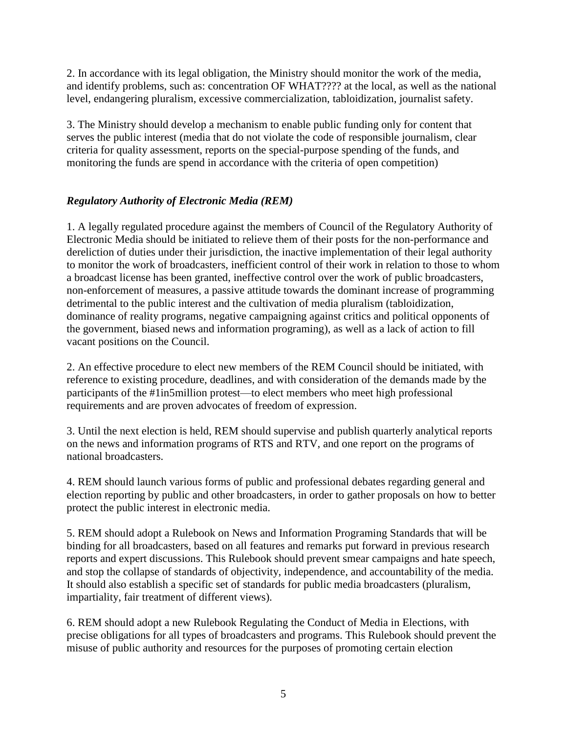2. In accordance with its legal obligation, the Ministry should monitor the work of the media, and identify problems, such as: concentration OF WHAT???? at the local, as well as the national level, endangering pluralism, excessive commercialization, tabloidization, journalist safety.

3. The Ministry should develop a mechanism to enable public funding only for content that serves the public interest (media that do not violate the code of responsible journalism, clear criteria for quality assessment, reports on the special-purpose spending of the funds, and monitoring the funds are spend in accordance with the criteria of open competition)

### *Regulatory Authority of Electronic Media (REM)*

1. A legally regulated procedure against the members of Council of the Regulatory Authority of Electronic Media should be initiated to relieve them of their posts for the non-performance and dereliction of duties under their jurisdiction, the inactive implementation of their legal authority to monitor the work of broadcasters, inefficient control of their work in relation to those to whom a broadcast license has been granted, ineffective control over the work of public broadcasters, non-enforcement of measures, a passive attitude towards the dominant increase of programming detrimental to the public interest and the cultivation of media pluralism (tabloidization, dominance of reality programs, negative campaigning against critics and political opponents of the government, biased news and information programing), as well as a lack of action to fill vacant positions on the Council.

2. An effective procedure to elect new members of the REM Council should be initiated, with reference to existing procedure, deadlines, and with consideration of the demands made by the participants of the #1in5million protest—to elect members who meet high professional requirements and are proven advocates of freedom of expression.

3. Until the next election is held, REM should supervise and publish quarterly analytical reports on the news and information programs of RTS and RTV, and one report on the programs of national broadcasters.

4. REM should launch various forms of public and professional debates regarding general and election reporting by public and other broadcasters, in order to gather proposals on how to better protect the public interest in electronic media.

5. REM should adopt a Rulebook on News and Information Programing Standards that will be binding for all broadcasters, based on all features and remarks put forward in previous research reports and expert discussions. This Rulebook should prevent smear campaigns and hate speech, and stop the collapse of standards of objectivity, independence, and accountability of the media. It should also establish a specific set of standards for public media broadcasters (pluralism, impartiality, fair treatment of different views).

6. REM should adopt a new Rulebook Regulating the Conduct of Media in Elections, with precise obligations for all types of broadcasters and programs. This Rulebook should prevent the misuse of public authority and resources for the purposes of promoting certain election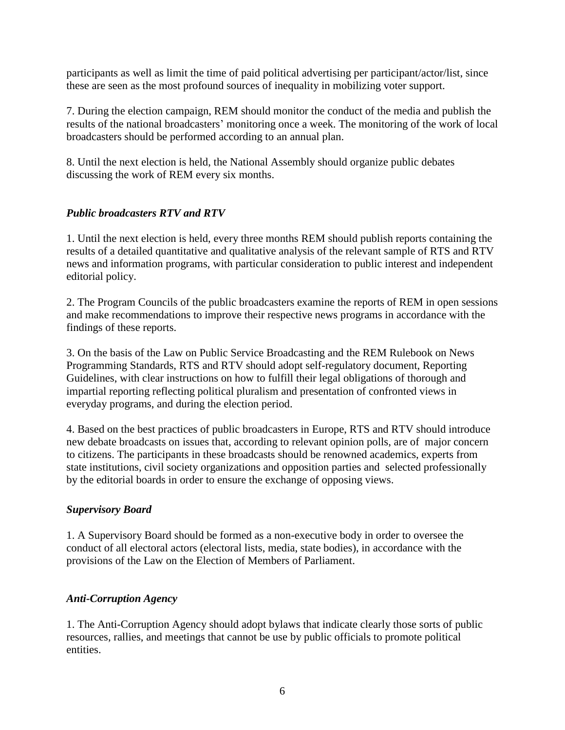participants as well as limit the time of paid political advertising per participant/actor/list, since these are seen as the most profound sources of inequality in mobilizing voter support.

7. During the election campaign, REM should monitor the conduct of the media and publish the results of the national broadcasters' monitoring once a week. The monitoring of the work of local broadcasters should be performed according to an annual plan.

8. Until the next election is held, the National Assembly should organize public debates discussing the work of REM every six months.

### *Public broadcasters RTV and RTV*

1. Until the next election is held, every three months REM should publish reports containing the results of a detailed quantitative and qualitative analysis of the relevant sample of RTS and RTV news and information programs, with particular consideration to public interest and independent editorial policy.

2. The Program Councils of the public broadcasters examine the reports of REM in open sessions and make recommendations to improve their respective news programs in accordance with the findings of these reports.

3. On the basis of the Law on Public Service Broadcasting and the REM Rulebook on News Programming Standards, RTS and RTV should adopt self-regulatory document, Reporting Guidelines, with clear instructions on how to fulfill their legal obligations of thorough and impartial reporting reflecting political pluralism and presentation of confronted views in everyday programs, and during the election period.

4. Based on the best practices of public broadcasters in Europe, RTS and RTV should introduce new debate broadcasts on issues that, according to relevant opinion polls, are of major concern to citizens. The participants in these broadcasts should be renowned academics, experts from state institutions, civil society organizations and opposition parties and selected professionally by the editorial boards in order to ensure the exchange of opposing views.

### *Supervisory Board*

1. A Supervisory Board should be formed as a non-executive body in order to oversee the conduct of all electoral actors (electoral lists, media, state bodies), in accordance with the provisions of the Law on the Election of Members of Parliament.

### *Anti-Corruption Agency*

1. The Anti-Corruption Agency should adopt bylaws that indicate clearly those sorts of public resources, rallies, and meetings that cannot be use by public officials to promote political entities.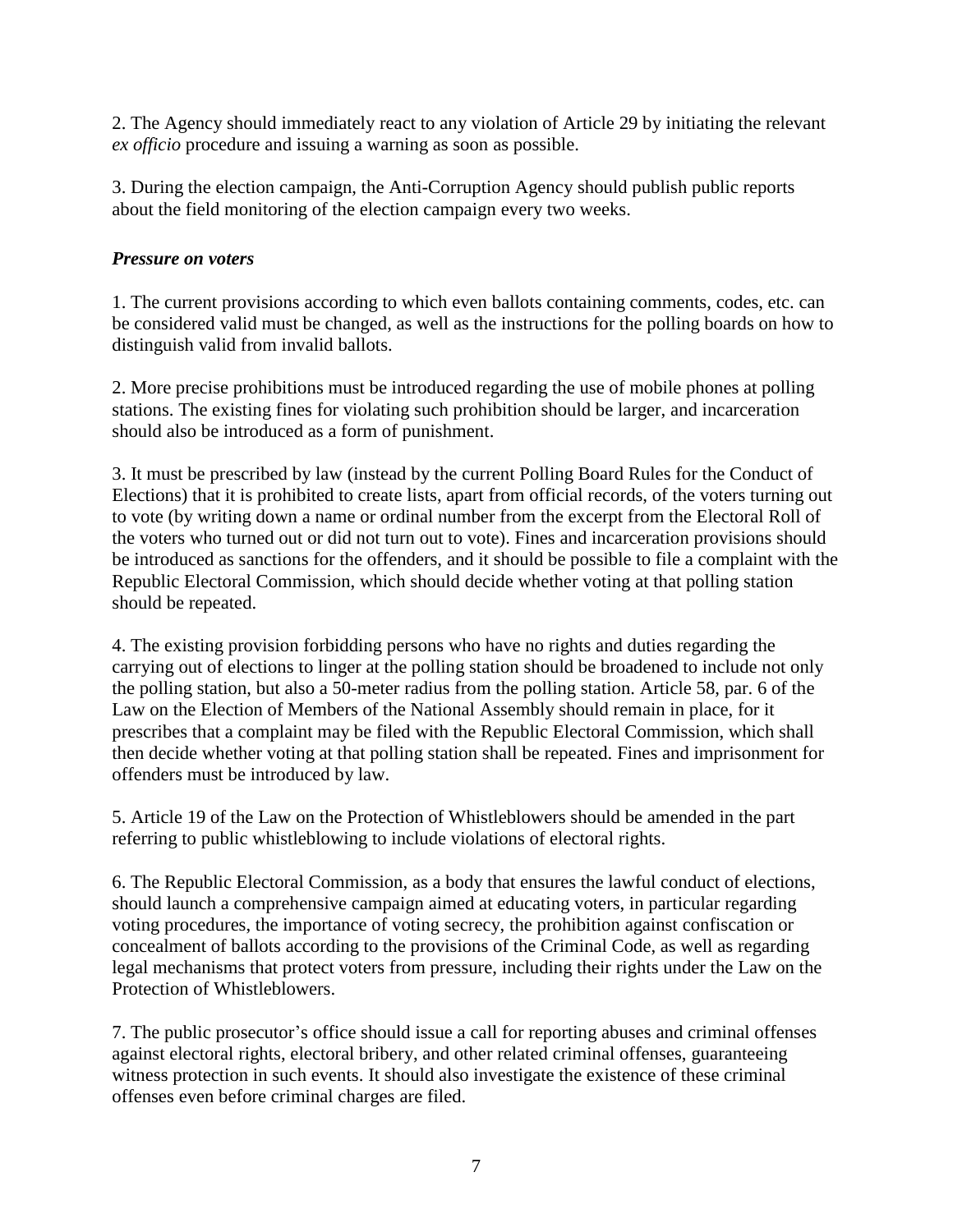2. The Agency should immediately react to any violation of Article 29 by initiating the relevant *ex officio* procedure and issuing a warning as soon as possible.

3. During the election campaign, the Anti-Corruption Agency should publish public reports about the field monitoring of the election campaign every two weeks.

***Pressure on voters***

1. The current provisions according to which even ballots containing comments, codes, etc. can be considered valid must be changed, as well as the instructions for the polling boards on how to distinguish valid from invalid ballots.

2. More precise prohibitions must be introduced regarding the use of mobile phones at polling stations. The existing fines for violating such prohibition should be larger, and incarceration should also be introduced as a form of punishment.

3. It must be prescribed by law (instead by the current Polling Board Rules for the Conduct of Elections) that it is prohibited to create lists, apart from official records, of the voters turning out to vote (by writing down a name or ordinal number from the excerpt from the Electoral Roll of the voters who turned out or did not turn out to vote). Fines and incarceration provisions should be introduced as sanctions for the offenders, and it should be possible to file a complaint with the Republic Electoral Commission, which should decide whether voting at that polling station should be repeated.

4. The existing provision forbidding persons who have no rights and duties regarding the carrying out of elections to linger at the polling station should be broadened to include not only the polling station, but also a 50-meter radius from the polling station. Article 58, par. 6 of the Law on the Election of Members of the National Assembly should remain in place, for it prescribes that a complaint may be filed with the Republic Electoral Commission, which shall then decide whether voting at that polling station shall be repeated. Fines and imprisonment for offenders must be introduced by law.

5. Article 19 of the Law on the Protection of Whistleblowers should be amended in the part referring to public whistleblowing to include violations of electoral rights.

6. The Republic Electoral Commission, as a body that ensures the lawful conduct of elections, should launch a comprehensive campaign aimed at educating voters, in particular regarding voting procedures, the importance of voting secrecy, the prohibition against confiscation or concealment of ballots according to the provisions of the Criminal Code, as well as regarding legal mechanisms that protect voters from pressure, including their rights under the Law on the Protection of Whistleblowers.

7. The public prosecutor's office should issue a call for reporting abuses and criminal offenses against electoral rights, electoral bribery, and other related criminal offenses, guaranteeing witness protection in such events. It should also investigate the existence of these criminal offenses even before criminal charges are filed.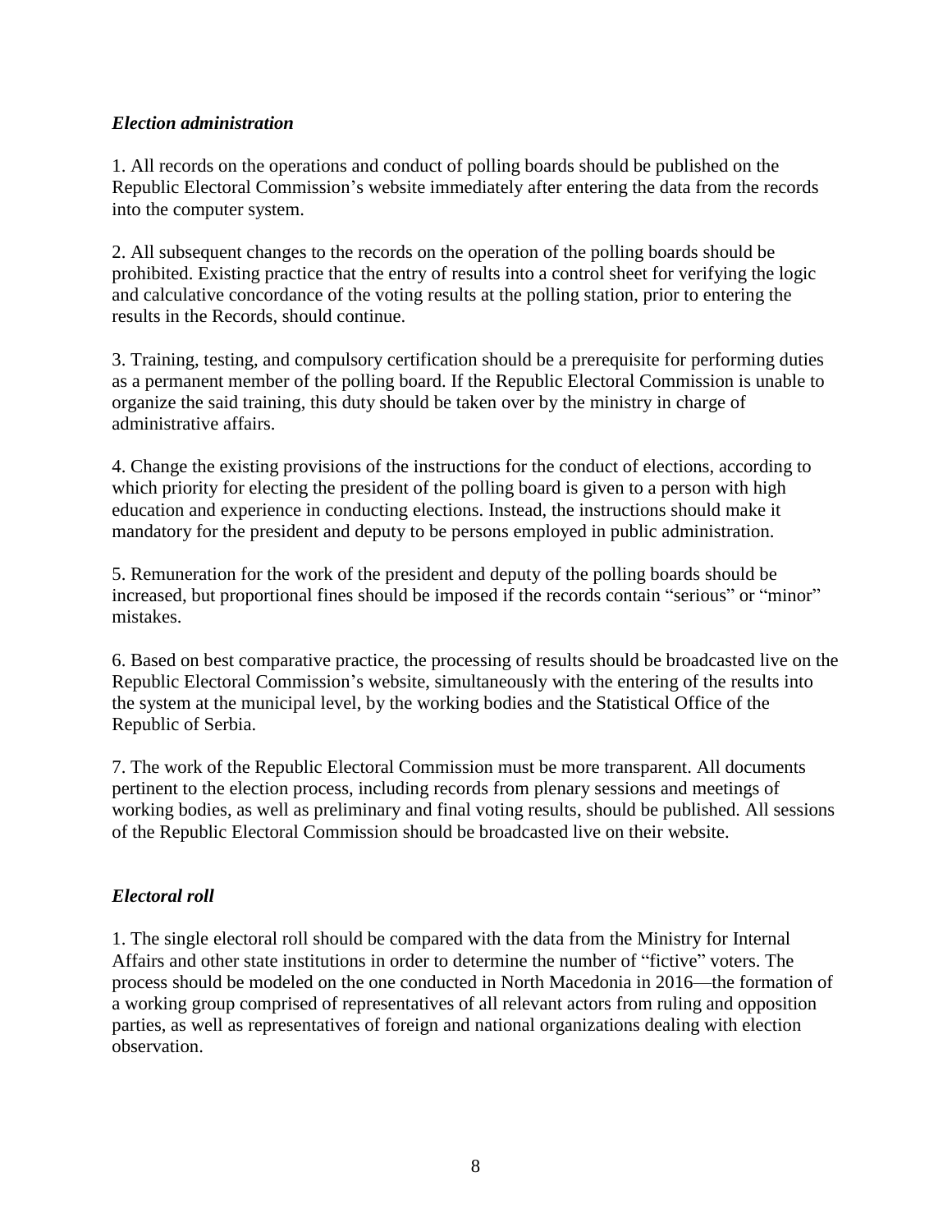*Election administration*

1. All records on the operations and conduct of polling boards should be published on the Republic Electoral Commission's website immediately after entering the data from the records into the computer system.

2. All subsequent changes to the records on the operation of the polling boards should be prohibited. Existing practice that the entry of results into a control sheet for verifying the logic and calculative concordance of the voting results at the polling station, prior to entering the results in the Records, should continue.

3. Training, testing, and compulsory certification should be a prerequisite for performing duties as a permanent member of the polling board. If the Republic Electoral Commission is unable to organize the said training, this duty should be taken over by the ministry in charge of administrative affairs.

4. Change the existing provisions of the instructions for the conduct of elections, according to which priority for electing the president of the polling board is given to a person with high education and experience in conducting elections. Instead, the instructions should make it mandatory for the president and deputy to be persons employed in public administration.

5. Remuneration for the work of the president and deputy of the polling boards should be increased, but proportional fines should be imposed if the records contain "serious" or "minor" mistakes.

6. Based on best comparative practice, the processing of results should be broadcasted live on the Republic Electoral Commission's website, simultaneously with the entering of the results into the system at the municipal level, by the working bodies and the Statistical Office of the Republic of Serbia.

7. The work of the Republic Electoral Commission must be more transparent. All documents pertinent to the election process, including records from plenary sessions and meetings of working bodies, as well as preliminary and final voting results, should be published. All sessions of the Republic Electoral Commission should be broadcasted live on their website.

*Electoral roll*

1. The single electoral roll should be compared with the data from the Ministry for Internal Affairs and other state institutions in order to determine the number of "fictive" voters. The process should be modeled on the one conducted in North Macedonia in 2016—the formation of a working group comprised of representatives of all relevant actors from ruling and opposition parties, as well as representatives of foreign and national organizations dealing with election observation.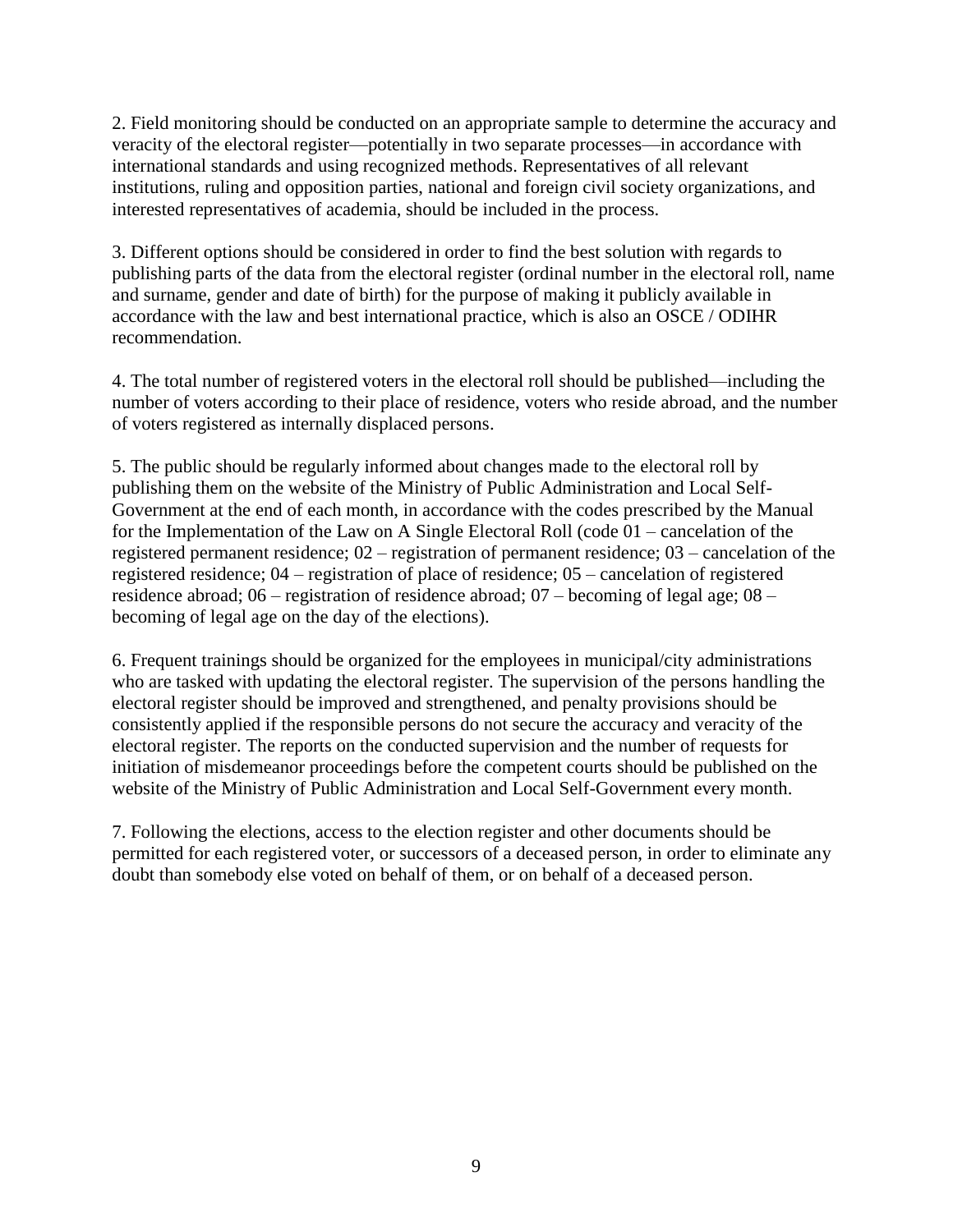2. Field monitoring should be conducted on an appropriate sample to determine the accuracy and veracity of the electoral register—potentially in two separate processes—in accordance with international standards and using recognized methods. Representatives of all relevant institutions, ruling and opposition parties, national and foreign civil society organizations, and interested representatives of academia, should be included in the process.

3. Different options should be considered in order to find the best solution with regards to publishing parts of the data from the electoral register (ordinal number in the electoral roll, name and surname, gender and date of birth) for the purpose of making it publicly available in accordance with the law and best international practice, which is also an OSCE / ODIHR recommendation.

4. The total number of registered voters in the electoral roll should be published—including the number of voters according to their place of residence, voters who reside abroad, and the number of voters registered as internally displaced persons.

5. The public should be regularly informed about changes made to the electoral roll by publishing them on the website of the Ministry of Public Administration and Local Self-Government at the end of each month, in accordance with the codes prescribed by the Manual for the Implementation of the Law on A Single Electoral Roll (code 01 – cancelation of the registered permanent residence; 02 – registration of permanent residence; 03 – cancelation of the registered residence; 04 – registration of place of residence; 05 – cancelation of registered residence abroad; 06 – registration of residence abroad; 07 – becoming of legal age; 08 – becoming of legal age on the day of the elections).

6. Frequent trainings should be organized for the employees in municipal/city administrations who are tasked with updating the electoral register. The supervision of the persons handling the electoral register should be improved and strengthened, and penalty provisions should be consistently applied if the responsible persons do not secure the accuracy and veracity of the electoral register. The reports on the conducted supervision and the number of requests for initiation of misdemeanor proceedings before the competent courts should be published on the website of the Ministry of Public Administration and Local Self-Government every month.

7. Following the elections, access to the election register and other documents should be permitted for each registered voter, or successors of a deceased person, in order to eliminate any doubt than somebody else voted on behalf of them, or on behalf of a deceased person.